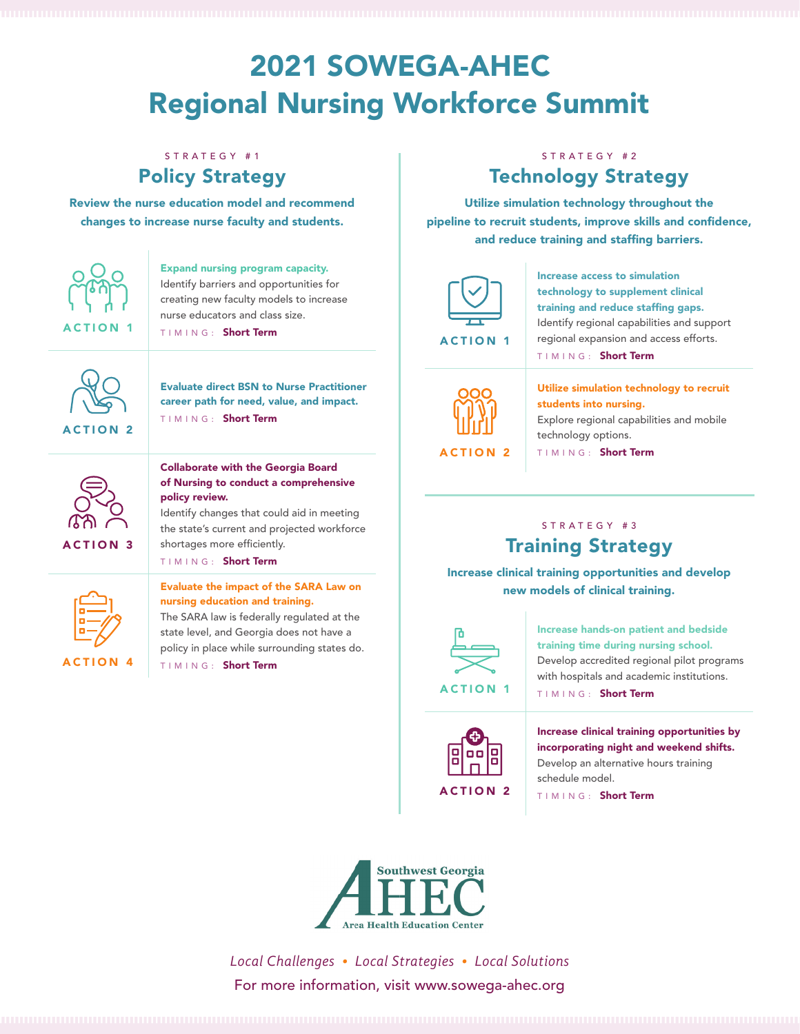# 2021 SOWEGA-AHEC Regional Nursing Workforce Summit

STRATEGY #1

## Policy Strategy

**Review the nurse education model and recommend changes to increase nurse faculty and students.**

### ACTION 1

**Expand nursing program capacity.**
Identify barriers and opportunities for creating new faculty models to increase nurse educators and class size.
TIMING: **Short Term**

### ACTION 2

**Evaluate direct BSN to Nurse Practitioner career path for need, value, and impact.**
TIMING: **Short Term**

### ACTION 3

**Collaborate with the Georgia Board of Nursing to conduct a comprehensive policy review.**
Identify changes that could aid in meeting the state's current and projected workforce shortages more efficiently.
TIMING: **Short Term**

### ACTION 4

**Evaluate the impact of the SARA Law on nursing education and training.**
The SARA law is federally regulated at the state level, and Georgia does not have a policy in place while surrounding states do.
TIMING: **Short Term**

STRATEGY #2

## Technology Strategy

**Utilize simulation technology throughout the pipeline to recruit students, improve skills and confidence, and reduce training and staffing barriers.**

### ACTION 1

**Increase access to simulation technology to supplement clinical training and reduce staffing gaps.**
Identify regional capabilities and support regional expansion and access efforts.
TIMING: **Short Term**

### ACTION 2

**Utilize simulation technology to recruit students into nursing.**
Explore regional capabilities and mobile technology options.
TIMING: **Short Term**

STRATEGY #3

## Training Strategy

**Increase clinical training opportunities and develop new models of clinical training.**

### ACTION 1

**Increase hands-on patient and bedside training time during nursing school.**
Develop accredited regional pilot programs with hospitals and academic institutions.
TIMING: **Short Term**

### ACTION 2

**Increase clinical training opportunities by incorporating night and weekend shifts.**
Develop an alternative hours training schedule model.
TIMING: **Short Term**

Southwest Georgia AHEC
Area Health Education Center

*Local Challenges • Local Strategies • Local Solutions*

For more information, visit www.sowega-ahec.org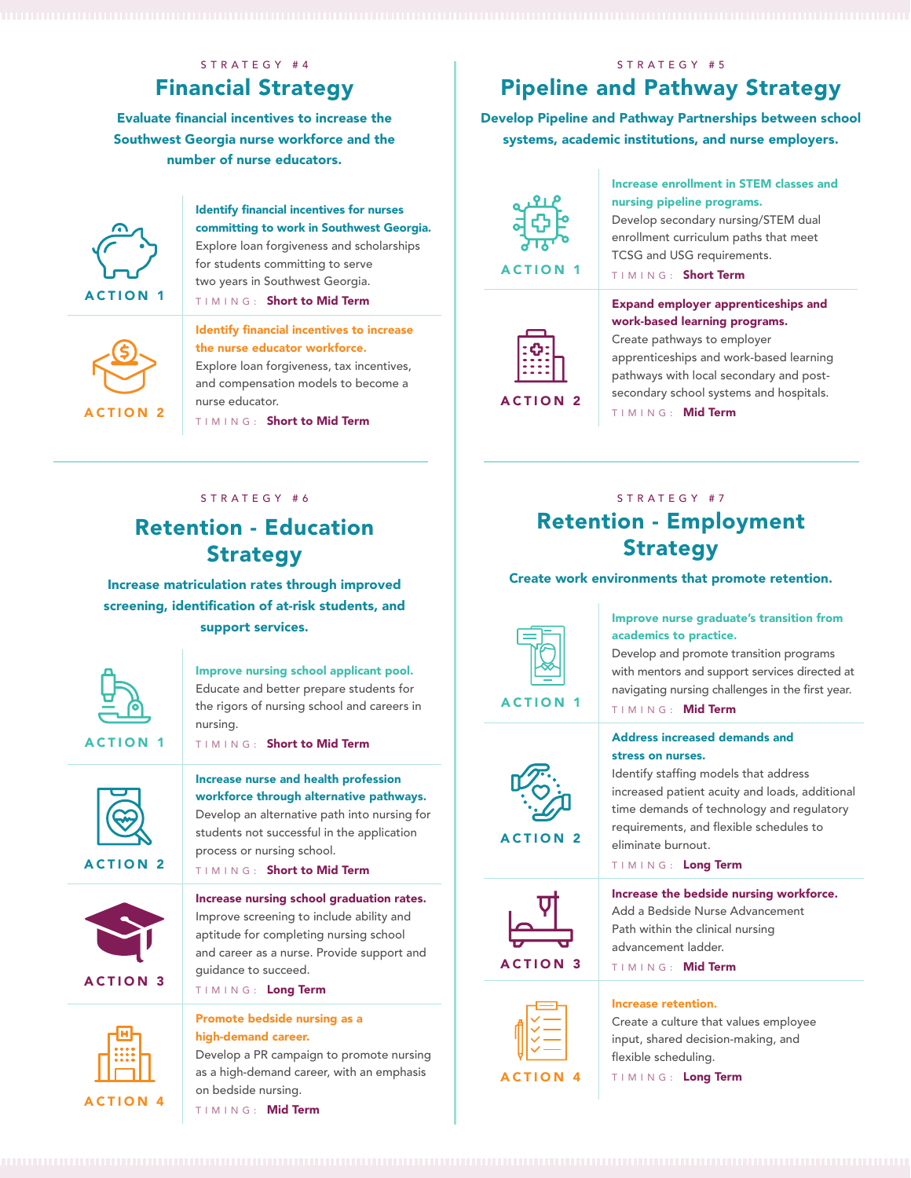STRATEGY #4

## Financial Strategy

**Evaluate financial incentives to increase the Southwest Georgia nurse workforce and the number of nurse educators.**

**ACTION 1**

**Identify financial incentives for nurses committing to work in Southwest Georgia.**
Explore loan forgiveness and scholarships for students committing to serve two years in Southwest Georgia.
TIMING: **Short to Mid Term**

**ACTION 2**

**Identify financial incentives to increase the nurse educator workforce.**
Explore loan forgiveness, tax incentives, and compensation models to become a nurse educator.
TIMING: **Short to Mid Term**

STRATEGY #5

## Pipeline and Pathway Strategy

**Develop Pipeline and Pathway Partnerships between school systems, academic institutions, and nurse employers.**

**ACTION 1**

**Increase enrollment in STEM classes and nursing pipeline programs.**
Develop secondary nursing/STEM dual enrollment curriculum paths that meet TCSG and USG requirements.
TIMING: **Short Term**

**ACTION 2**

**Expand employer apprenticeships and work-based learning programs.**
Create pathways to employer apprenticeships and work-based learning pathways with local secondary and post-secondary school systems and hospitals.
TIMING: **Mid Term**

STRATEGY #6

## Retention - Education Strategy

**Increase matriculation rates through improved screening, identification of at-risk students, and support services.**

**ACTION 1**

**Improve nursing school applicant pool.**
Educate and better prepare students for the rigors of nursing school and careers in nursing.
TIMING: **Short to Mid Term**

**ACTION 2**

**Increase nurse and health profession workforce through alternative pathways.**
Develop an alternative path into nursing for students not successful in the application process or nursing school.
TIMING: **Short to Mid Term**

**ACTION 3**

**Increase nursing school graduation rates.**
Improve screening to include ability and aptitude for completing nursing school and career as a nurse. Provide support and guidance to succeed.
TIMING: **Long Term**

**ACTION 4**

**Promote bedside nursing as a high-demand career.**
Develop a PR campaign to promote nursing as a high-demand career, with an emphasis on bedside nursing.
TIMING: **Mid Term**

STRATEGY #7

## Retention - Employment Strategy

**Create work environments that promote retention.**

**ACTION 1**

**Improve nurse graduate's transition from academics to practice.**
Develop and promote transition programs with mentors and support services directed at navigating nursing challenges in the first year.
TIMING: **Mid Term**

**ACTION 2**

**Address increased demands and stress on nurses.**
Identify staffing models that address increased patient acuity and loads, additional time demands of technology and regulatory requirements, and flexible schedules to eliminate burnout.
TIMING: **Long Term**

**ACTION 3**

**Increase the bedside nursing workforce.**
Add a Bedside Nurse Advancement Path within the clinical nursing advancement ladder.
TIMING: **Mid Term**

**ACTION 4**

**Increase retention.**
Create a culture that values employee input, shared decision-making, and flexible scheduling.
TIMING: **Long Term**